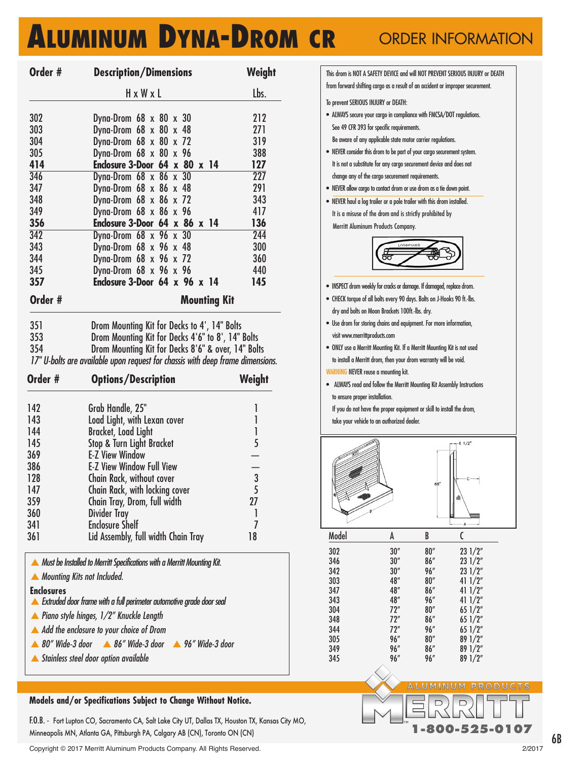# ALUMINUM DYNA-DROM CR

## ORDER INFORMATION

| Order # | Description/Dimensions H x W x L | Weight Lbs. |
|---|---|---|
| 302 | Dyna-Drom 68 x 80 x 30 | 212 |
| 303 | Dyna-Drom 68 x 80 x 48 | 271 |
| 304 | Dyna-Drom 68 x 80 x 72 | 319 |
| 305 | Dyna-Drom 68 x 80 x 96 | 388 |
| **414** | **Enclosure 3-Door 64 x 80 x 14** | **127** |
| 346 | Dyna-Drom 68 x 86 x 30 | 227 |
| 347 | Dyna-Drom 68 x 86 x 48 | 291 |
| 348 | Dyna-Drom 68 x 86 x 72 | 343 |
| 349 | Dyna-Drom 68 x 86 x 96 | 417 |
| **356** | **Enclosure 3-Door 64 x 86 x 14** | **136** |
| 342 | Dyna-Drom 68 x 96 x 30 | 244 |
| 343 | Dyna-Drom 68 x 96 x 48 | 300 |
| 344 | Dyna-Drom 68 x 96 x 72 | 360 |
| 345 | Dyna-Drom 68 x 96 x 96 | 440 |
| **357** | **Enclosure 3-Door 64 x 96 x 14** | **145** |

| Order # | Mounting Kit |
|---|---|
| 351 | Drom Mounting Kit for Decks to 4', 14" Bolts |
| 353 | Drom Mounting Kit for Decks 4'6" to 8', 14" Bolts |
| 354 | Drom Mounting Kit for Decks 8'6" & over, 14" Bolts |

*17" U-bolts are available upon request for chassis with deep frame dimensions.*

| Order # | Options/Description | Weight |
|---|---|---|
| 142 | Grab Handle, 25" | 1 |
| 143 | Load Light, with Lexan cover | 1 |
| 144 | Bracket, Load Light | 1 |
| 145 | Stop & Turn Light Bracket | 5 |
| 369 | E-Z View Window | — |
| 386 | E-Z View Window Full View | — |
| 128 | Chain Rack, without cover | 3 |
| 147 | Chain Rack, with locking cover | 5 |
| 359 | Chain Tray, Drom, full width | 27 |
| 360 | Divider Tray | 1 |
| 341 | Enclosure Shelf | 7 |
| 361 | Lid Assembly, full width Chain Tray | 18 |

- ▲ *Must be Installed to Merritt Specifications with a Merritt Mounting Kit.*
- ▲ *Mounting Kits not Included.*

**Enclosures**

- ▲ *Extruded door frame with a full perimeter automotive grade door seal*
- ▲ *Piano style hinges, 1/2" Knuckle Length*
- ▲ *Add the enclosure to your choice of Drom*
- ▲ *80" Wide-3 door* ▲ *86" Wide-3 door* ▲ *96" Wide-3 door*
- ▲ *Stainless steel door option available*

This drom is NOT A SAFETY DEVICE and will NOT PREVENT SERIOUS INJURY or DEATH from forward shifting cargo as a result of an accident or improper securement.

To prevent SERIOUS INJURY or DEATH:

- ALWAYS secure your cargo in compliance with FMCSA/DOT regulations. See 49 CFR 393 for specific requirements. Be aware of any applicable state motor carrier regulations.
- NEVER consider this drom to be part of your cargo securement system. It is not a substitute for any cargo securement device and does not change any of the cargo securement requirements.
- NEVER allow cargo to contact drom or use drom as a tie down point.
- NEVER haul a log trailer or a pole trailer with this drom installed. It is a misuse of the drom and is strictly prohibited by Merritt Aluminum Products Company.

- INSPECT drom weekly for cracks or damage. If damaged, replace drom.
- CHECK torque of all bolts every 90 days. Bolts on J-Hooks 90 ft.-lbs. dry and bolts on Moon Brackets 100ft.-lbs. dry.
- Use drom for storing chains and equipment. For more information, visit www.merrittproducts.com
- ONLY use a Merritt Mounting Kit. If a Merritt Mounting Kit is not used to install a Merritt drom, then your drom warranty will be void.

WARNING NEVER reuse a mounting kit.

- ALWAYS read and follow the Merritt Mounting Kit Assembly Instructions to ensure proper installation. If you do not have the proper equipment or skill to install the drom, take your vehicle to an authorized dealer.

| Model | A | B | C |
|---|---|---|---|
| 302 | 30" | 80" | 23 1/2" |
| 346 | 30" | 86" | 23 1/2" |
| 342 | 30" | 96" | 23 1/2" |
| 303 | 48" | 80" | 41 1/2" |
| 347 | 48" | 86" | 41 1/2" |
| 343 | 48" | 96" | 41 1/2" |
| 304 | 72" | 80" | 65 1/2" |
| 348 | 72" | 86" | 65 1/2" |
| 344 | 72" | 96" | 65 1/2" |
| 305 | 96" | 80" | 89 1/2" |
| 349 | 96" | 86" | 89 1/2" |
| 345 | 96" | 96" | 89 1/2" |

**Models and/or Specifications Subject to Change Without Notice.**

F.O.B. - Fort Lupton CO, Sacramento CA, Salt Lake City UT, Dallas TX, Houston TX, Kansas City MO, Minneapolis MN, Atlanta GA, Pittsburgh PA, Calgary AB (CN), Toronto ON (CN)

MERRITT ALUMINUM PRODUCTS 1-800-525-0107

Copyright © 2017 Merritt Aluminum Products Company. All Rights Reserved. 2/2017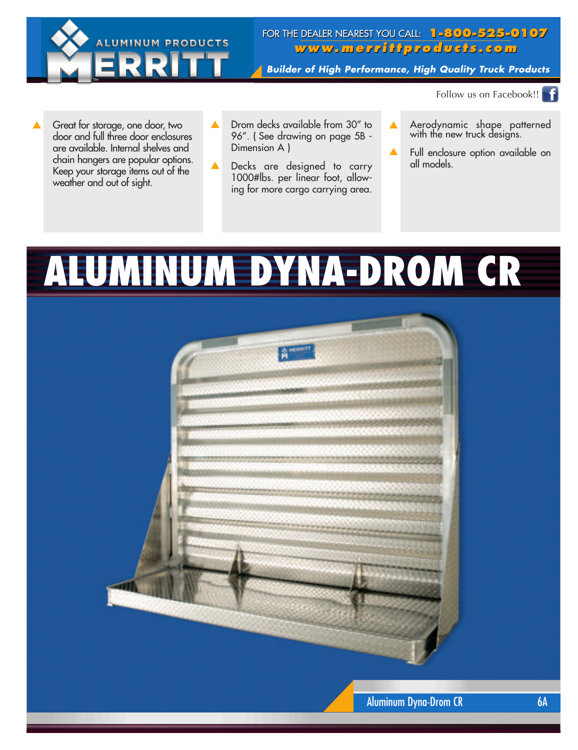ALUMINUM PRODUCTS

MERRITT

FOR THE DEALER NEAREST YOU CALL: **1-800-525-0107**

**www.merrittproducts.com**

***Builder of High Performance, High Quality Truck Products***

Follow us on Facebook!!

- Great for storage, one door, two door and full three door enclosures are available. Internal shelves and chain hangers are popular options. Keep your storage items out of the weather and out of sight.

- Drom decks available from 30" to 96". ( See drawing on page 5B - Dimension A )
- Decks are designed to carry 1000#lbs. per linear foot, allowing for more cargo carrying area.

- Aerodynamic shape patterned with the new truck designs.
- Full enclosure option available on all models.

# ALUMINUM DYNA-DROM CR

Aluminum Dyna-Drom CR